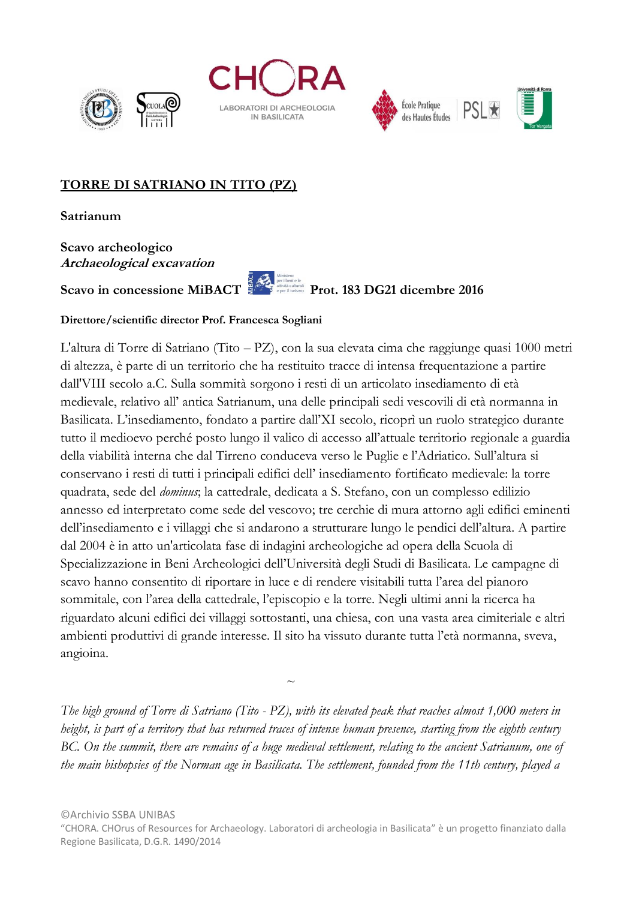CHORA
LABORATORI DI ARCHEOLOGIA IN BASILICATA

# TORRE DI SATRIANO IN TITO (PZ)

**Satrianum**

**Scavo archeologico**
***Archaeological excavation***

**Scavo in concessione MiBACT Prot. 183 DG21 dicembre 2016**

**Direttore/scientific director Prof. Francesca Sogliani**

L'altura di Torre di Satriano (Tito – PZ), con la sua elevata cima che raggiunge quasi 1000 metri di altezza, è parte di un territorio che ha restituito tracce di intensa frequentazione a partire dall'VIII secolo a.C. Sulla sommità sorgono i resti di un articolato insediamento di età medievale, relativo all' antica Satrianum, una delle principali sedi vescovili di età normanna in Basilicata. L'insediamento, fondato a partire dall'XI secolo, ricoprì un ruolo strategico durante tutto il medioevo perché posto lungo il valico di accesso all'attuale territorio regionale a guardia della viabilità interna che dal Tirreno conduceva verso le Puglie e l'Adriatico. Sull'altura si conservano i resti di tutti i principali edifici dell' insediamento fortificato medievale: la torre quadrata, sede del *dominus*; la cattedrale, dedicata a S. Stefano, con un complesso edilizio annesso ed interpretato come sede del vescovo; tre cerchie di mura attorno agli edifici eminenti dell'insediamento e i villaggi che si andarono a strutturare lungo le pendici dell'altura. A partire dal 2004 è in atto un'articolata fase di indagini archeologiche ad opera della Scuola di Specializzazione in Beni Archeologici dell'Università degli Studi di Basilicata. Le campagne di scavo hanno consentito di riportare in luce e di rendere visitabili tutta l'area del pianoro sommitale, con l'area della cattedrale, l'episcopio e la torre. Negli ultimi anni la ricerca ha riguardato alcuni edifici dei villaggi sottostanti, una chiesa, con una vasta area cimiteriale e altri ambienti produttivi di grande interesse. Il sito ha vissuto durante tutta l'età normanna, sveva, angioina.

~

*The high ground of Torre di Satriano (Tito - PZ), with its elevated peak that reaches almost 1,000 meters in height, is part of a territory that has returned traces of intense human presence, starting from the eighth century BC. On the summit, there are remains of a huge medieval settlement, relating to the ancient Satrianum, one of the main bishopsies of the Norman age in Basilicata. The settlement, founded from the 11th century, played a*

©Archivio SSBA UNIBAS
"CHORA. CHOrus of Resources for Archaeology. Laboratori di archeologia in Basilicata" è un progetto finanziato dalla Regione Basilicata, D.G.R. 1490/2014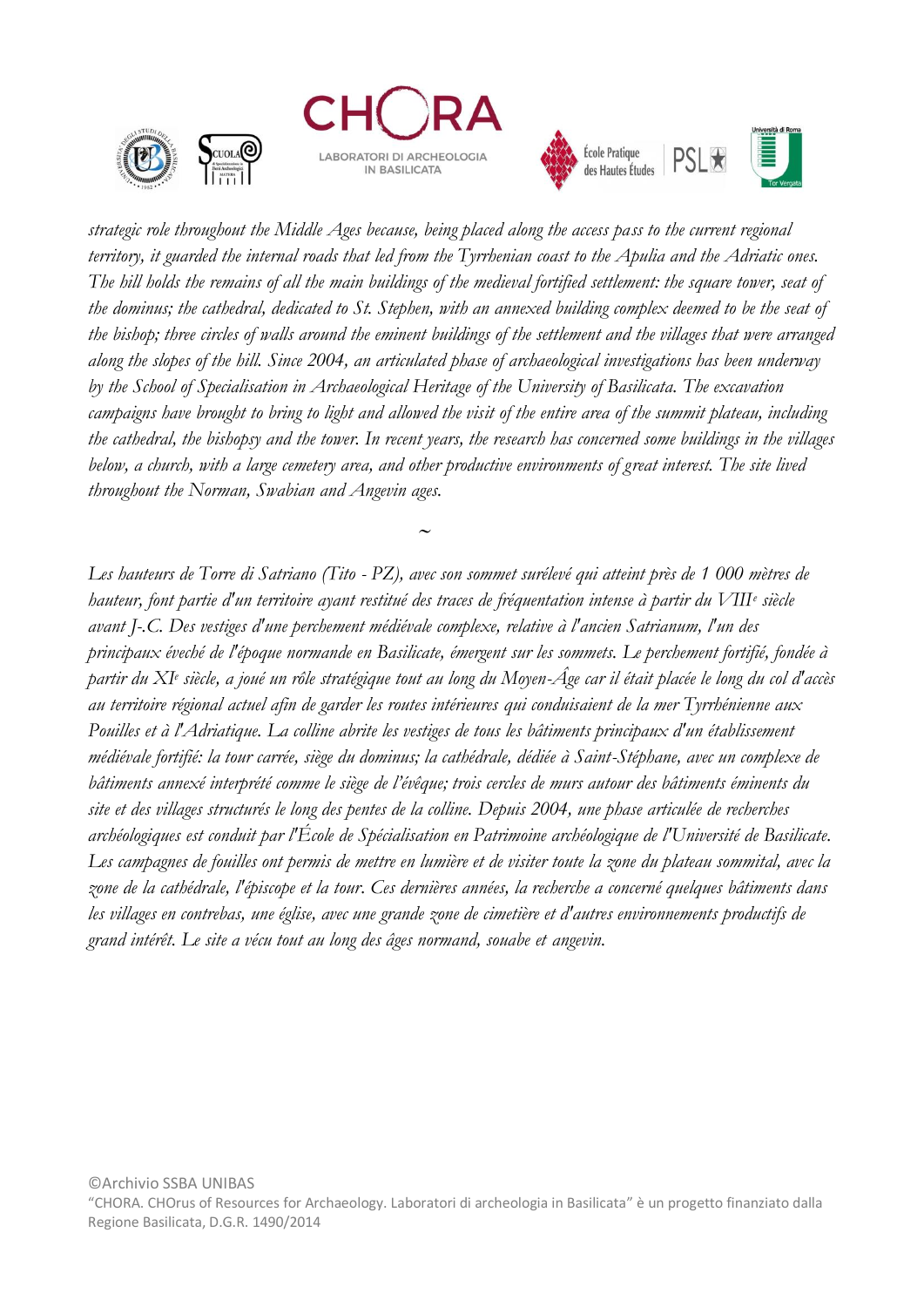*strategic role throughout the Middle Ages because, being placed along the access pass to the current regional territory, it guarded the internal roads that led from the Tyrrhenian coast to the Apulia and the Adriatic ones. The hill holds the remains of all the main buildings of the medieval fortified settlement: the square tower, seat of the dominus; the cathedral, dedicated to St. Stephen, with an annexed building complex deemed to be the seat of the bishop; three circles of walls around the eminent buildings of the settlement and the villages that were arranged along the slopes of the hill. Since 2004, an articulated phase of archaeological investigations has been underway by the School of Specialisation in Archaeological Heritage of the University of Basilicata. The excavation campaigns have brought to bring to light and allowed the visit of the entire area of the summit plateau, including the cathedral, the bishopsy and the tower. In recent years, the research has concerned some buildings in the villages below, a church, with a large cemetery area, and other productive environments of great interest. The site lived throughout the Norman, Swabian and Angevin ages.*

~

*Les hauteurs de Torre di Satriano (Tito - PZ), avec son sommet surélevé qui atteint près de 1 000 mètres de hauteur, font partie d'un territoire ayant restitué des traces de fréquentation intense à partir du VIII[e] siècle avant J-.C. Des vestiges d'une perchement médiévale complexe, relative à l'ancien Satrianum, l'un des principaux éveché de l'époque normande en Basilicate, émergent sur les sommets. Le perchement fortifié, fondée à partir du XI[e] siècle, a joué un rôle stratégique tout au long du Moyen-Âge car il était placée le long du col d'accès au territoire régional actuel afin de garder les routes intérieures qui conduisaient de la mer Tyrrhénienne aux Pouilles et à l'Adriatique. La colline abrite les vestiges de tous les bâtiments principaux d'un établissement médiévale fortifié: la tour carrée, siège du dominus; la cathédrale, dédiée à Saint-Stéphane, avec un complexe de bâtiments annexé interprété comme le siège de l'évêque; trois cercles de murs autour des bâtiments éminents du site et des villages structurés le long des pentes de la colline. Depuis 2004, une phase articulée de recherches archéologiques est conduit par l'École de Spécialisation en Patrimoine archéologique de l'Université de Basilicate. Les campagnes de fouilles ont permis de mettre en lumière et de visiter toute la zone du plateau sommital, avec la zone de la cathédrale, l'épiscope et la tour. Ces dernières années, la recherche a concerné quelques bâtiments dans les villages en contrebas, une église, avec une grande zone de cimetière et d'autres environnements productifs de grand intérêt. Le site a vécu tout au long des âges normand, souabe et angevin.*

©Archivio SSBA UNIBAS
"CHORA. CHOrus of Resources for Archaeology. Laboratori di archeologia in Basilicata" è un progetto finanziato dalla Regione Basilicata, D.G.R. 1490/2014